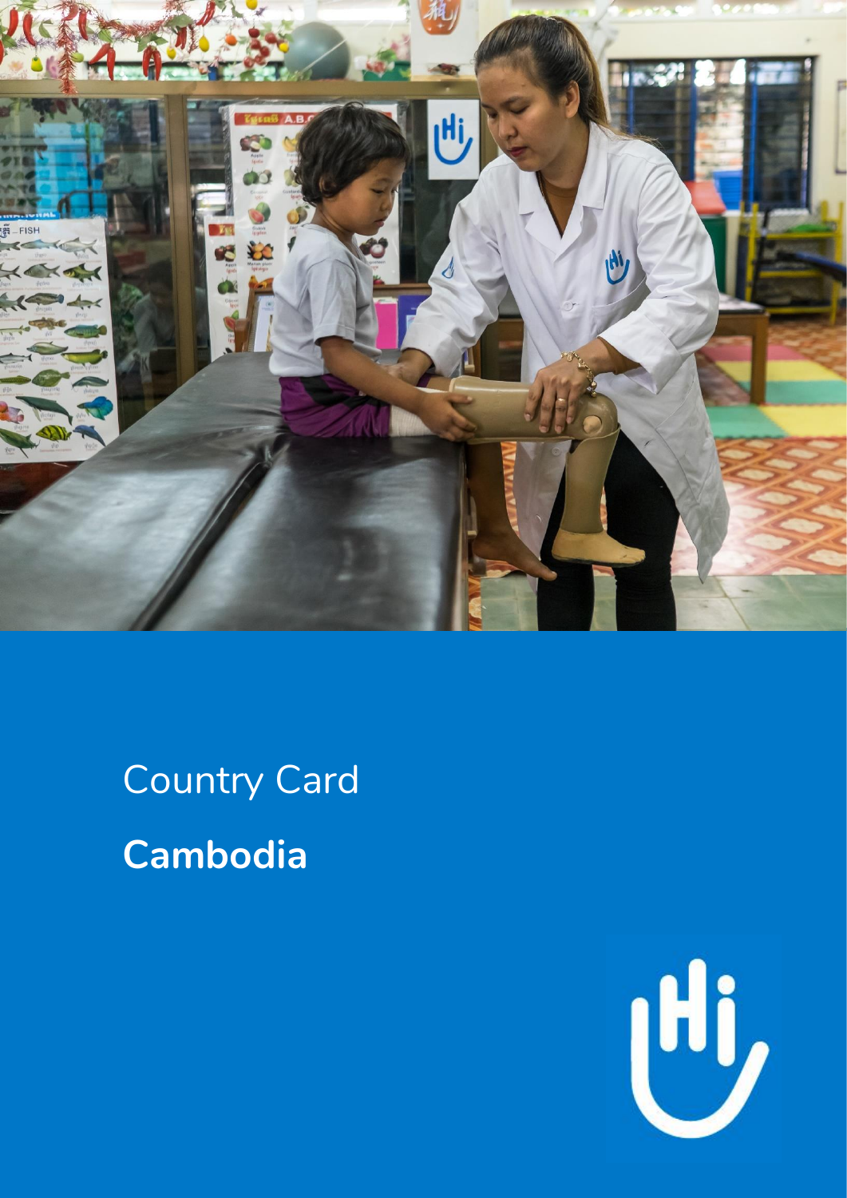Country Card

# Cambodia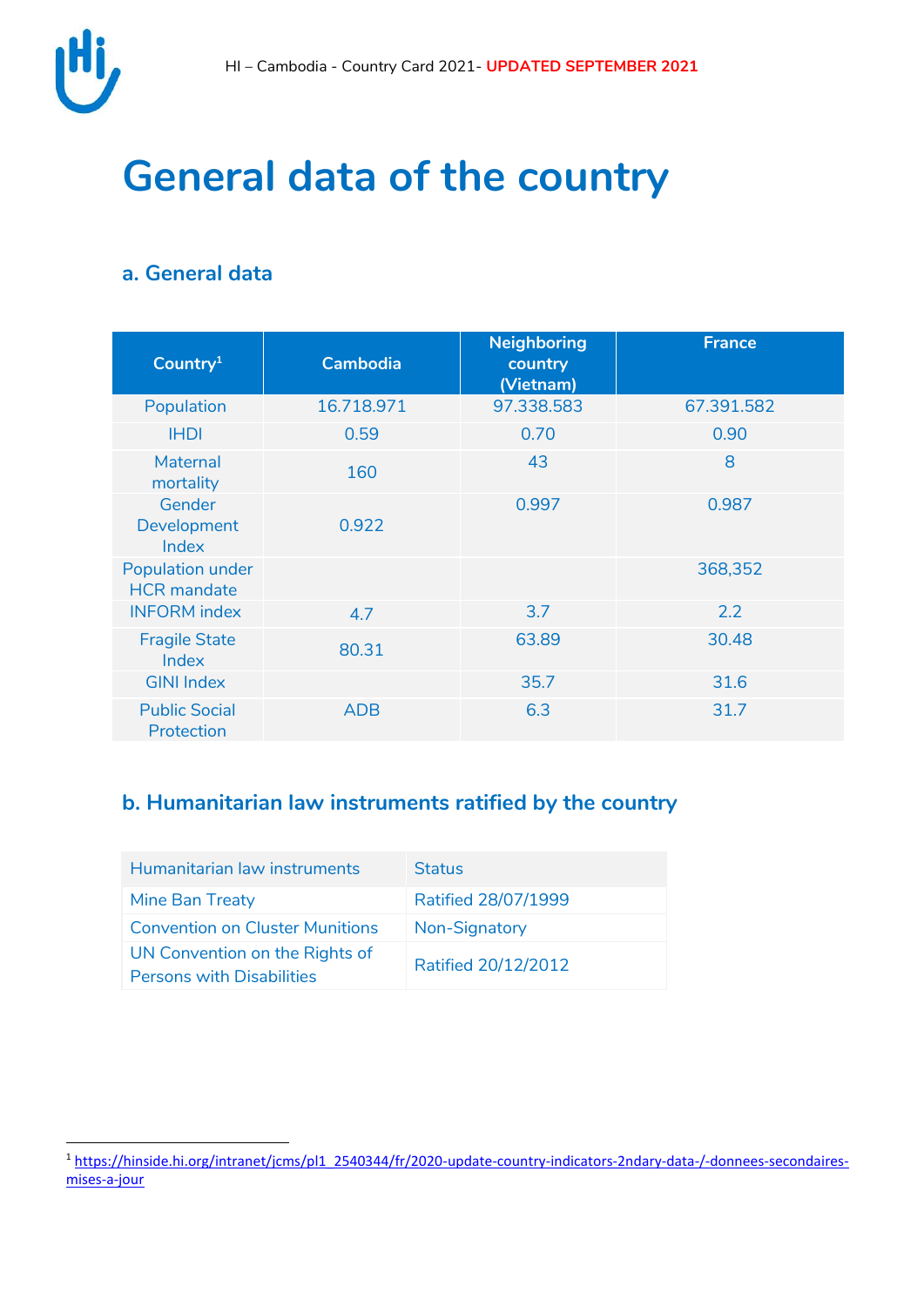# General data of the country

## a. General data

| Country[1] | Cambodia | Neighboring country (Vietnam) | France |
|---|---|---|---|
| Population | 16.718.971 | 97.338.583 | 67.391.582 |
| IHDI | 0.59 | 0.70 | 0.90 |
| Maternal mortality | 160 | 43 | 8 |
| Gender Development Index | 0.922 | 0.997 | 0.987 |
| Population under HCR mandate | | | 368,352 |
| INFORM index | 4.7 | 3.7 | 2.2 |
| Fragile State Index | 80.31 | 63.89 | 30.48 |
| GINI Index | | 35.7 | 31.6 |
| Public Social Protection | ADB | 6.3 | 31.7 |

## b. Humanitarian law instruments ratified by the country

| Humanitarian law instruments | Status |
|---|---|
| Mine Ban Treaty | Ratified 28/07/1999 |
| Convention on Cluster Munitions | Non-Signatory |
| UN Convention on the Rights of Persons with Disabilities | Ratified 20/12/2012 |

[1] https://hinside.hi.org/intranet/jcms/pl1_2540344/fr/2020-update-country-indicators-2ndary-data-/-donnees-secondaires-mises-a-jour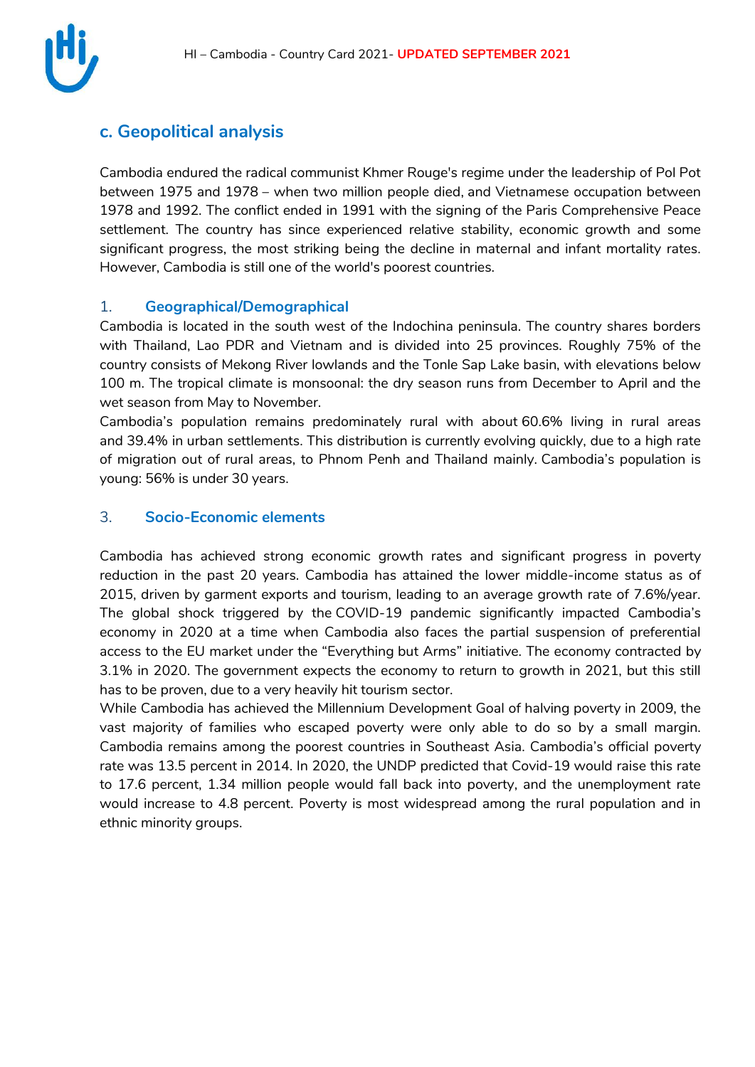## c. Geopolitical analysis

Cambodia endured the radical communist Khmer Rouge's regime under the leadership of Pol Pot between 1975 and 1978 – when two million people died, and Vietnamese occupation between 1978 and 1992. The conflict ended in 1991 with the signing of the Paris Comprehensive Peace settlement. The country has since experienced relative stability, economic growth and some significant progress, the most striking being the decline in maternal and infant mortality rates. However, Cambodia is still one of the world's poorest countries.

### 1. Geographical/Demographical

Cambodia is located in the south west of the Indochina peninsula. The country shares borders with Thailand, Lao PDR and Vietnam and is divided into 25 provinces. Roughly 75% of the country consists of Mekong River lowlands and the Tonle Sap Lake basin, with elevations below 100 m. The tropical climate is monsoonal: the dry season runs from December to April and the wet season from May to November.

Cambodia's population remains predominately rural with about 60.6% living in rural areas and 39.4% in urban settlements. This distribution is currently evolving quickly, due to a high rate of migration out of rural areas, to Phnom Penh and Thailand mainly. Cambodia's population is young: 56% is under 30 years.

### 3. Socio-Economic elements

Cambodia has achieved strong economic growth rates and significant progress in poverty reduction in the past 20 years. Cambodia has attained the lower middle-income status as of 2015, driven by garment exports and tourism, leading to an average growth rate of 7.6%/year. The global shock triggered by the COVID-19 pandemic significantly impacted Cambodia's economy in 2020 at a time when Cambodia also faces the partial suspension of preferential access to the EU market under the "Everything but Arms" initiative. The economy contracted by 3.1% in 2020. The government expects the economy to return to growth in 2021, but this still has to be proven, due to a very heavily hit tourism sector.

While Cambodia has achieved the Millennium Development Goal of halving poverty in 2009, the vast majority of families who escaped poverty were only able to do so by a small margin. Cambodia remains among the poorest countries in Southeast Asia. Cambodia's official poverty rate was 13.5 percent in 2014. In 2020, the UNDP predicted that Covid-19 would raise this rate to 17.6 percent, 1.34 million people would fall back into poverty, and the unemployment rate would increase to 4.8 percent. Poverty is most widespread among the rural population and in ethnic minority groups.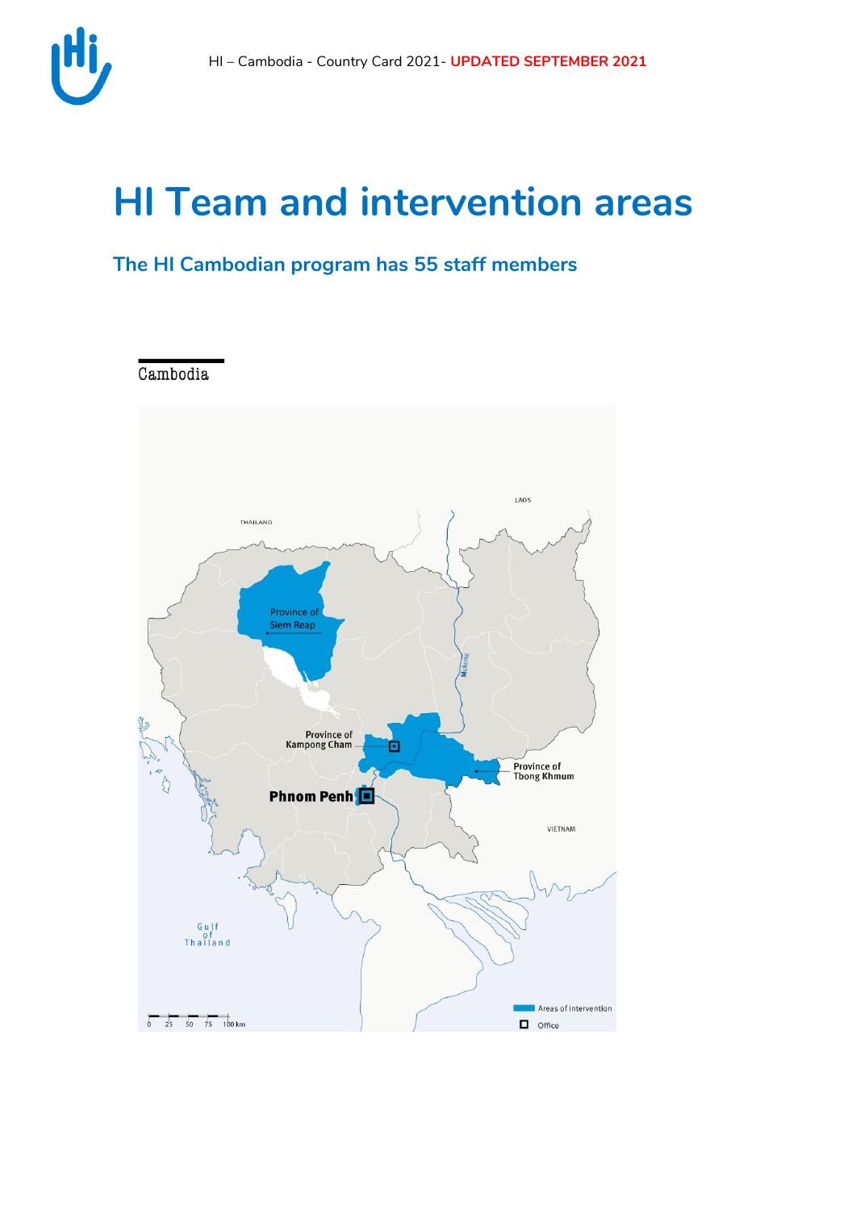# HI Team and intervention areas

## The HI Cambodian program has 55 staff members

Cambodia

THAILAND

LAOS

Province of Siem Reap

Mekong

Province of Kampong Cham

Province of Tbong Khmum

Phnom Penh

VIETNAM

Gulf of Thailand

0 25 50 75 100 km

Areas of intervention

Office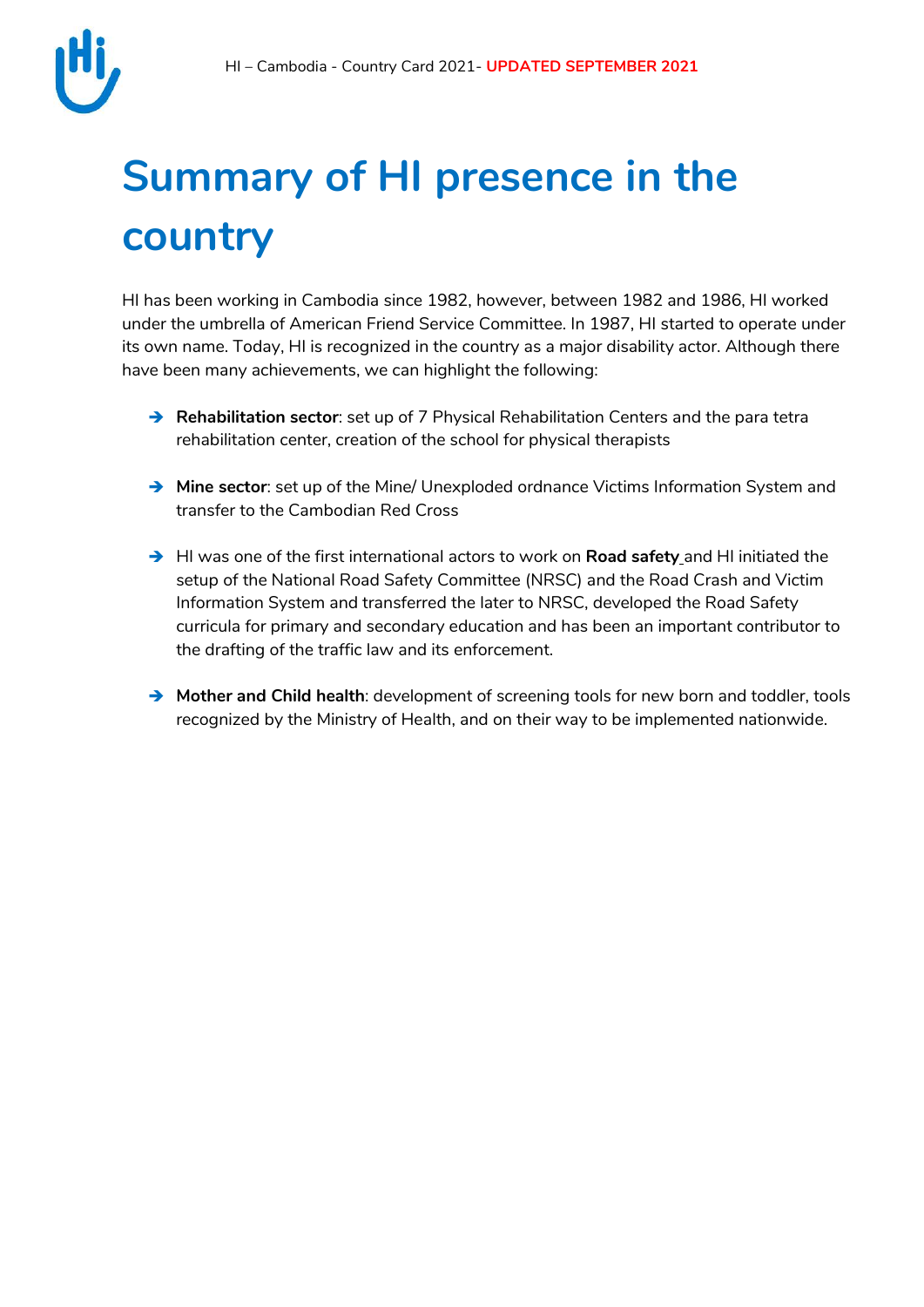# Summary of HI presence in the country

HI has been working in Cambodia since 1982, however, between 1982 and 1986, HI worked under the umbrella of American Friend Service Committee. In 1987, HI started to operate under its own name. Today, HI is recognized in the country as a major disability actor. Although there have been many achievements, we can highlight the following:

- **Rehabilitation sector**: set up of 7 Physical Rehabilitation Centers and the para tetra rehabilitation center, creation of the school for physical therapists

- **Mine sector**: set up of the Mine/ Unexploded ordnance Victims Information System and transfer to the Cambodian Red Cross

- HI was one of the first international actors to work on **Road safety** and HI initiated the setup of the National Road Safety Committee (NRSC) and the Road Crash and Victim Information System and transferred the later to NRSC, developed the Road Safety curricula for primary and secondary education and has been an important contributor to the drafting of the traffic law and its enforcement.

- **Mother and Child health**: development of screening tools for new born and toddler, tools recognized by the Ministry of Health, and on their way to be implemented nationwide.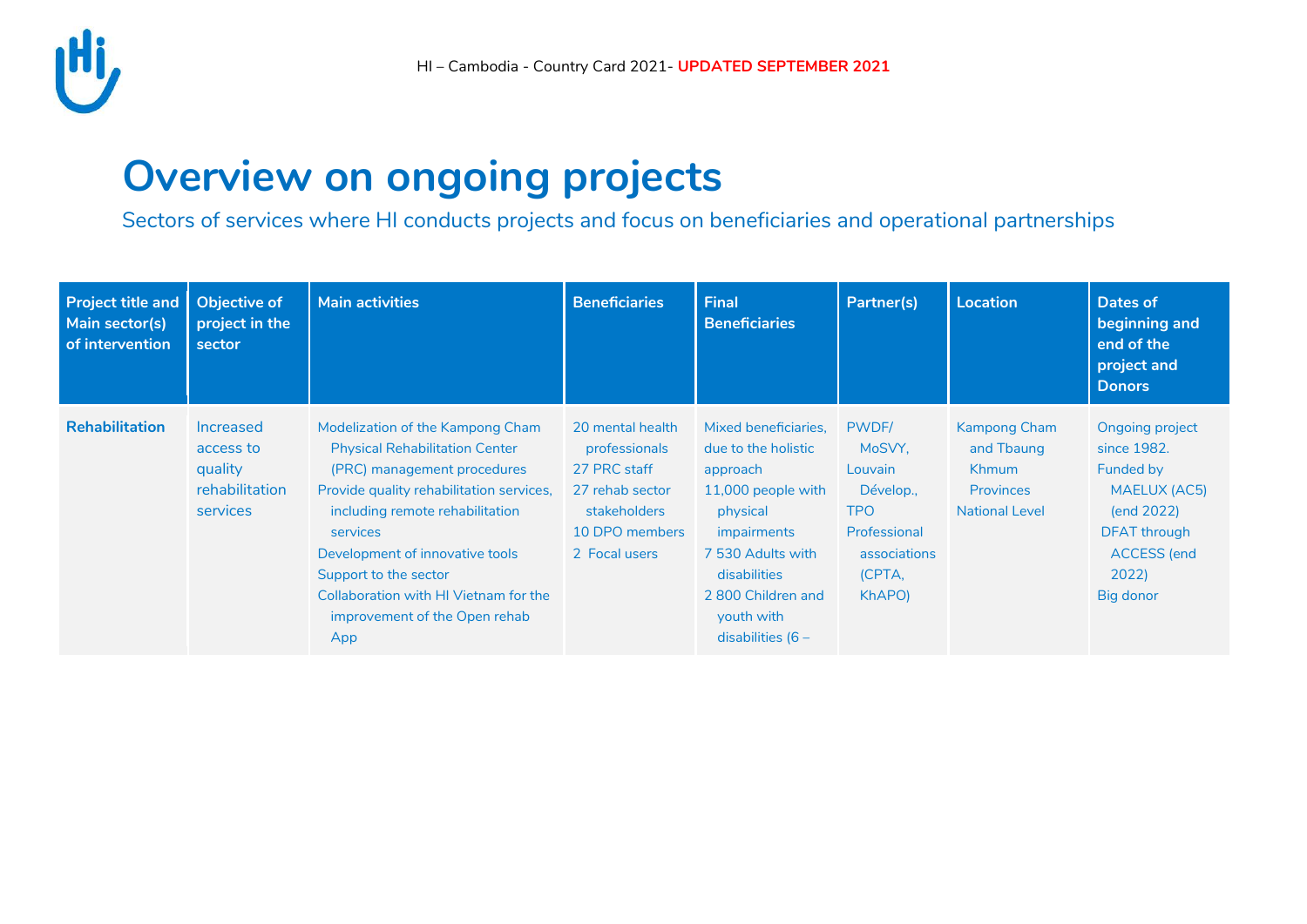# Overview on ongoing projects

Sectors of services where HI conducts projects and focus on beneficiaries and operational partnerships

| Project title and Main sector(s) of intervention | Objective of project in the sector | Main activities | Beneficiaries | Final Beneficiaries | Partner(s) | Location | Dates of beginning and end of the project and Donors |
|---|---|---|---|---|---|---|---|
| **Rehabilitation** | Increased access to quality rehabilitation services | Modelization of the Kampong Cham Physical Rehabilitation Center (PRC) management procedures<br>Provide quality rehabilitation services, including remote rehabilitation services<br>Development of innovative tools<br>Support to the sector<br>Collaboration with HI Vietnam for the improvement of the Open rehab App | 20 mental health professionals<br>27 PRC staff<br>27 rehab sector stakeholders<br>10 DPO members<br>2 Focal users | Mixed beneficiaries, due to the holistic approach<br>11,000 people with physical impairments<br>7 530 Adults with disabilities<br>2 800 Children and youth with disabilities (6 – | PWDF/ MoSVY,<br>Louvain Dévelop.,<br>TPO<br>Professional associations (CPTA, KhAPO) | Kampong Cham and Tbaung Khmum Provinces<br>National Level | Ongoing project since 1982.<br>Funded by MAELUX (AC5) (end 2022)<br>DFAT through ACCESS (end 2022)<br>Big donor |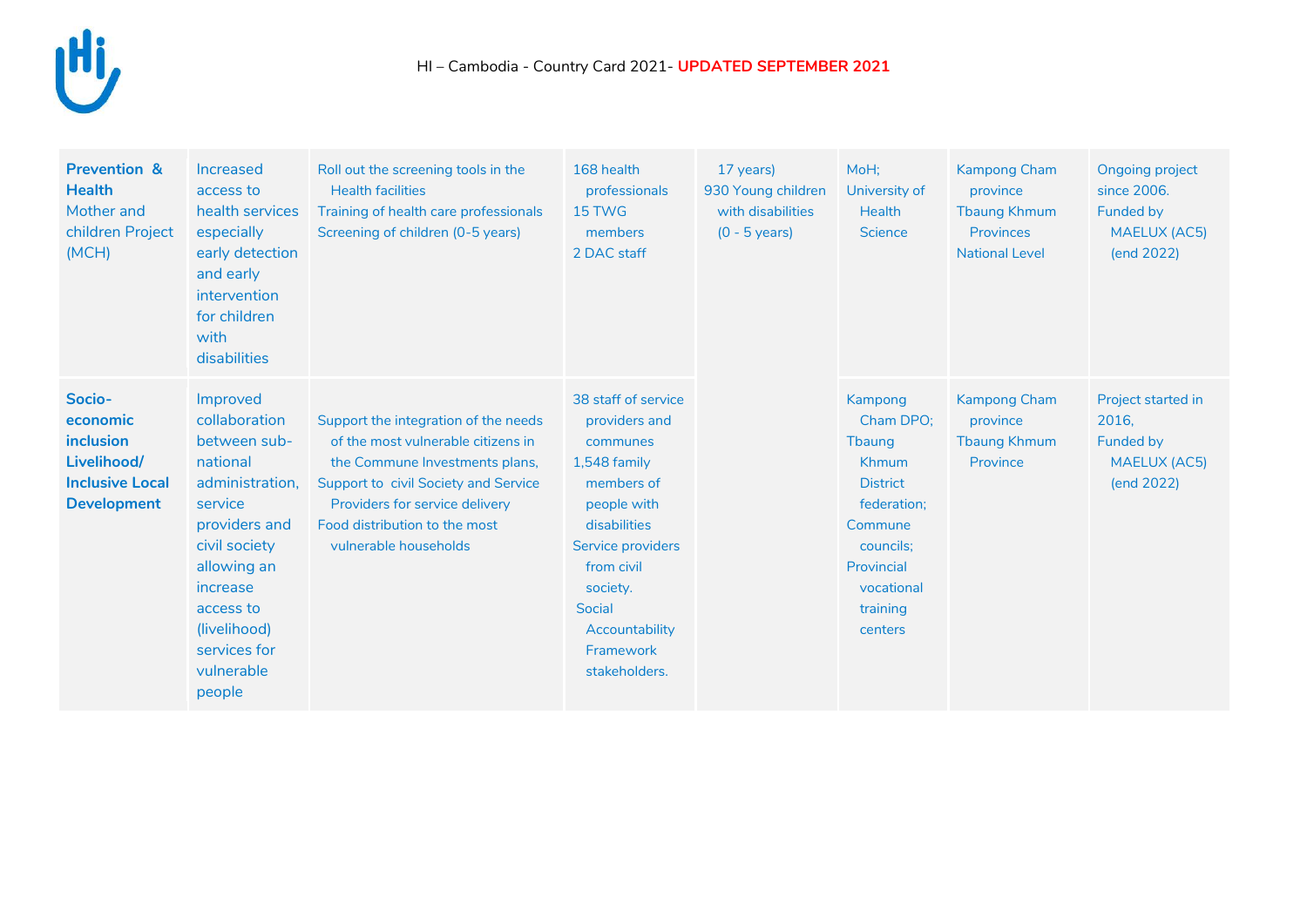HI – Cambodia - Country Card 2021- **UPDATED SEPTEMBER 2021**

| | | | | | | | |
|---|---|---|---|---|---|---|---|
| **Prevention & Health** Mother and children Project (MCH) | Increased access to health services especially early detection and early intervention for children with disabilities | Roll out the screening tools in the Health facilities<br>Training of health care professionals<br>Screening of children (0-5 years) | 168 health professionals<br>15 TWG members<br>2 DAC staff | 17 years)<br>930 Young children with disabilities (0 - 5 years) | MoH;<br>University of Health Science | Kampong Cham province<br>Tbaung Khmum Provinces<br>National Level | Ongoing project since 2006.<br>Funded by MAELUX (AC5) (end 2022) |
| **Socio-economic inclusion Livelihood/ Inclusive Local Development** | Improved collaboration between sub-national administration, service providers and civil society allowing an increase access to (livelihood) services for vulnerable people | Support the integration of the needs of the most vulnerable citizens in the Commune Investments plans,<br>Support to civil Society and Service Providers for service delivery<br>Food distribution to the most vulnerable households | 38 staff of service providers and communes<br>1,548 family members of people with disabilities<br>Service providers from civil society.<br>Social Accountability Framework stakeholders. | | Kampong Cham DPO;<br>Tbaung Khmum District federation;<br>Commune councils;<br>Provincial vocational training centers | Kampong Cham province<br>Tbaung Khmum Province | Project started in 2016,<br>Funded by MAELUX (AC5) (end 2022) |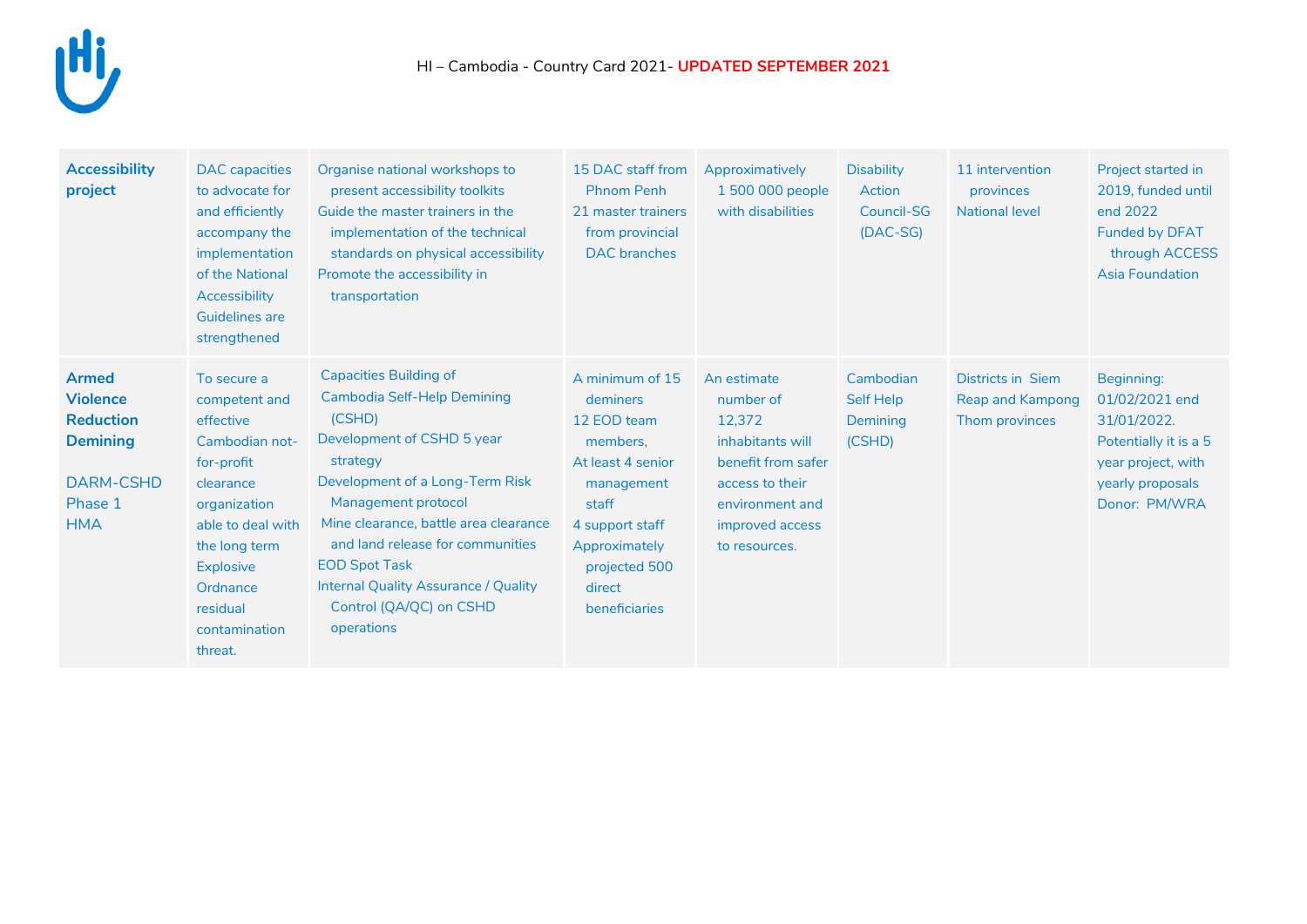| Accessibility project | DAC capacities to advocate for and efficiently accompany the implementation of the National Accessibility Guidelines are strengthened | Organise national workshops to present accessibility toolkits<br>Guide the master trainers in the implementation of the technical standards on physical accessibility<br>Promote the accessibility in transportation | 15 DAC staff from Phnom Penh<br>21 master trainers from provincial DAC branches | Approximatively 1 500 000 people with disabilities | Disability Action Council-SG (DAC-SG) | 11 intervention provinces<br>National level | Project started in 2019, funded until end 2022<br>Funded by DFAT through ACCESS Asia Foundation |
|---|---|---|---|---|---|---|---|
| **Armed Violence Reduction Demining**<br><br>DARM-CSHD Phase 1<br>HMA | To secure a competent and effective Cambodian not-for-profit clearance organization able to deal with the long term Explosive Ordnance residual contamination threat. | Capacities Building of Cambodia Self-Help Demining (CSHD)<br>Development of CSHD 5 year strategy<br>Development of a Long-Term Risk Management protocol<br>Mine clearance, battle area clearance and land release for communities<br>EOD Spot Task<br>Internal Quality Assurance / Quality Control (QA/QC) on CSHD operations | A minimum of 15 deminers<br>12 EOD team members,<br>At least 4 senior management staff<br>4 support staff<br>Approximately projected 500 direct beneficiaries | An estimate number of 12,372 inhabitants will benefit from safer access to their environment and improved access to resources. | Cambodian Self Help Demining (CSHD) | Districts in Siem Reap and Kampong Thom provinces | Beginning: 01/02/2021 end 31/01/2022.<br>Potentially it is a 5 year project, with yearly proposals<br>Donor: PM/WRA |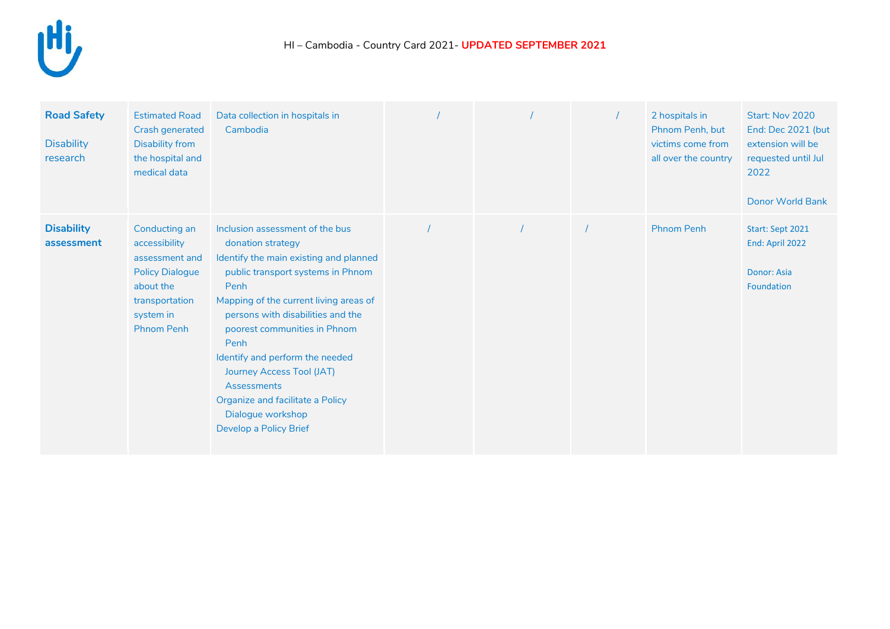HI – Cambodia - Country Card 2021- **UPDATED SEPTEMBER 2021**

| | | | | | | | |
|---|---|---|---|---|---|---|---|
| **Road Safety**<br><br>Disability research | Estimated Road Crash generated Disability from the hospital and medical data | Data collection in hospitals in Cambodia | / | / | / | 2 hospitals in Phnom Penh, but victims come from all over the country | Start: Nov 2020<br>End: Dec 2021 (but extension will be requested until Jul 2022<br><br>Donor World Bank |
| **Disability assessment** | Conducting an accessibility assessment and Policy Dialogue about the transportation system in Phnom Penh | Inclusion assessment of the bus donation strategy<br>Identify the main existing and planned public transport systems in Phnom Penh<br>Mapping of the current living areas of persons with disabilities and the poorest communities in Phnom Penh<br>Identify and perform the needed Journey Access Tool (JAT) Assessments<br>Organize and facilitate a Policy Dialogue workshop<br>Develop a Policy Brief | / | / | / | Phnom Penh | Start: Sept 2021<br>End: April 2022<br><br>Donor: Asia Foundation |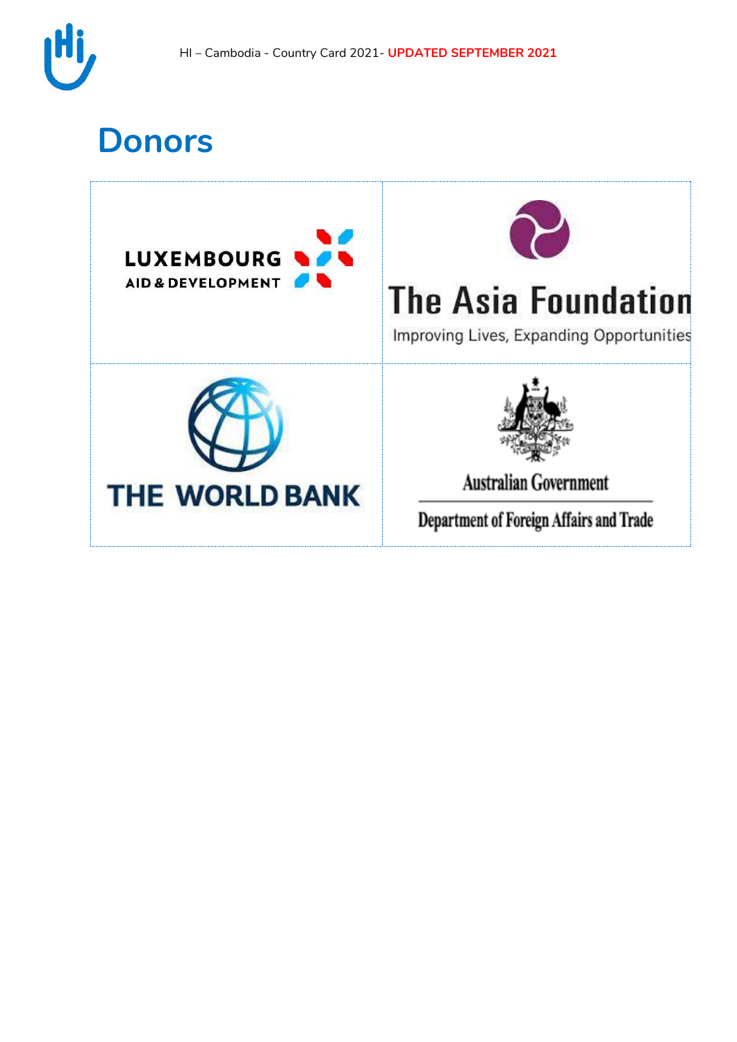# Donors

| | |
|---|---|
| LUXEMBOURG AID & DEVELOPMENT | The Asia Foundation<br>Improving Lives, Expanding Opportunities |
| THE WORLD BANK | Australian Government<br>Department of Foreign Affairs and Trade |